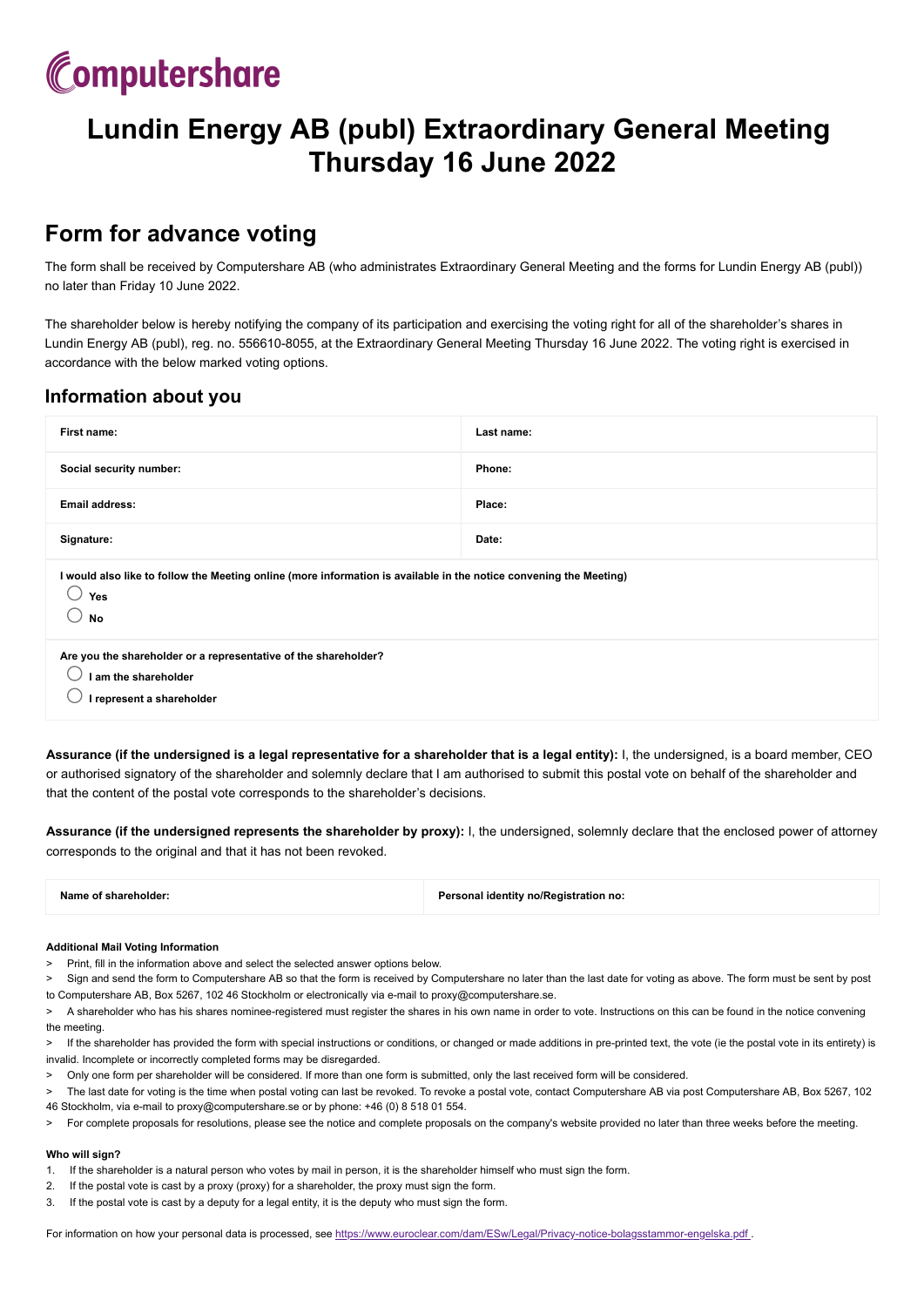Computershare

# Lundin Energy AB (publ) Extraordinary General Meeting Thursday 16 June 2022

## Form for advance voting

The form shall be received by Computershare AB (who administrates Extraordinary General Meeting and the forms for Lundin Energy AB (publ)) no later than Friday 10 June 2022.

The shareholder below is hereby notifying the company of its participation and exercising the voting right for all of the shareholder's shares in Lundin Energy AB (publ), reg. no. 556610-8055, at the Extraordinary General Meeting Thursday 16 June 2022. The voting right is exercised in accordance with the below marked voting options.

### Information about you

| First name: | Last name: |
|---|---|
| Social security number: | Phone: |
| Email address: | Place: |
| Signature: | Date: |

**I would also like to follow the Meeting online (more information is available in the notice convening the Meeting)**

- ◯ **Yes**
- ◯ **No**

**Are you the shareholder or a representative of the shareholder?**

- ◯ **I am the shareholder**
- ◯ **I represent a shareholder**

**Assurance (if the undersigned is a legal representative for a shareholder that is a legal entity):** I, the undersigned, is a board member, CEO or authorised signatory of the shareholder and solemnly declare that I am authorised to submit this postal vote on behalf of the shareholder and that the content of the postal vote corresponds to the shareholder's decisions.

**Assurance (if the undersigned represents the shareholder by proxy):** I, the undersigned, solemnly declare that the enclosed power of attorney corresponds to the original and that it has not been revoked.

| Name of shareholder: | Personal identity no/Registration no: |
|---|---|

#### Additional Mail Voting Information

> Print, fill in the information above and select the selected answer options below.

> Sign and send the form to Computershare AB so that the form is received by Computershare no later than the last date for voting as above. The form must be sent by post to Computershare AB, Box 5267, 102 46 Stockholm or electronically via e-mail to proxy@computershare.se.

> A shareholder who has his shares nominee-registered must register the shares in his own name in order to vote. Instructions on this can be found in the notice convening the meeting.

> If the shareholder has provided the form with special instructions or conditions, or changed or made additions in pre-printed text, the vote (ie the postal vote in its entirety) is invalid. Incomplete or incorrectly completed forms may be disregarded.

> Only one form per shareholder will be considered. If more than one form is submitted, only the last received form will be considered.

> The last date for voting is the time when postal voting can last be revoked. To revoke a postal vote, contact Computershare AB via post Computershare AB, Box 5267, 102 46 Stockholm, via e-mail to proxy@computershare.se or by phone: +46 (0) 8 518 01 554.

> For complete proposals for resolutions, please see the notice and complete proposals on the company's website provided no later than three weeks before the meeting.

#### Who will sign?

1. If the shareholder is a natural person who votes by mail in person, it is the shareholder himself who must sign the form.
2. If the postal vote is cast by a proxy (proxy) for a shareholder, the proxy must sign the form.
3. If the postal vote is cast by a deputy for a legal entity, it is the deputy who must sign the form.

For information on how your personal data is processed, see https://www.euroclear.com/dam/ESw/Legal/Privacy-notice-bolagsstammor-engelska.pdf .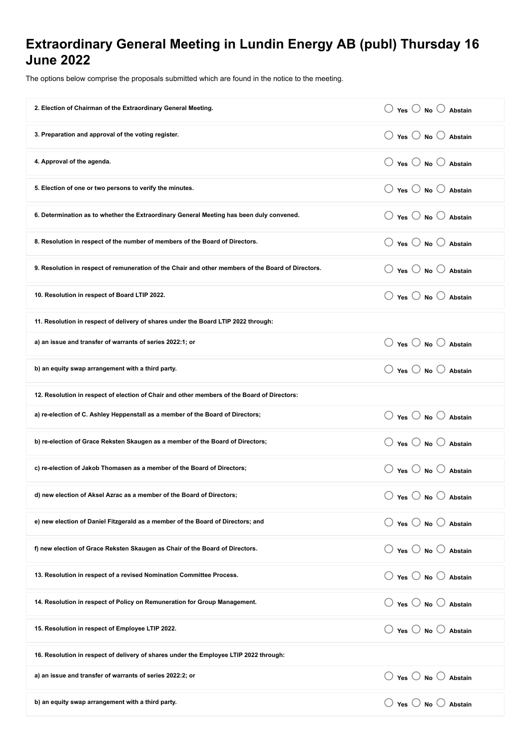# Extraordinary General Meeting in Lundin Energy AB (publ) Thursday 16 June 2022

The options below comprise the proposals submitted which are found in the notice to the meeting.

| Proposal | Vote |
| --- | --- |
| **2. Election of Chairman of the Extraordinary General Meeting.** | ○ Yes ○ No ○ Abstain |
| **3. Preparation and approval of the voting register.** | ○ Yes ○ No ○ Abstain |
| **4. Approval of the agenda.** | ○ Yes ○ No ○ Abstain |
| **5. Election of one or two persons to verify the minutes.** | ○ Yes ○ No ○ Abstain |
| **6. Determination as to whether the Extraordinary General Meeting has been duly convened.** | ○ Yes ○ No ○ Abstain |
| **8. Resolution in respect of the number of members of the Board of Directors.** | ○ Yes ○ No ○ Abstain |
| **9. Resolution in respect of remuneration of the Chair and other members of the Board of Directors.** | ○ Yes ○ No ○ Abstain |
| **10. Resolution in respect of Board LTIP 2022.** | ○ Yes ○ No ○ Abstain |
| **11. Resolution in respect of delivery of shares under the Board LTIP 2022 through:** | |
| **a) an issue and transfer of warrants of series 2022:1; or** | ○ Yes ○ No ○ Abstain |
| **b) an equity swap arrangement with a third party.** | ○ Yes ○ No ○ Abstain |
| **12. Resolution in respect of election of Chair and other members of the Board of Directors:** | |
| **a) re-election of C. Ashley Heppenstall as a member of the Board of Directors;** | ○ Yes ○ No ○ Abstain |
| **b) re-election of Grace Reksten Skaugen as a member of the Board of Directors;** | ○ Yes ○ No ○ Abstain |
| **c) re-election of Jakob Thomasen as a member of the Board of Directors;** | ○ Yes ○ No ○ Abstain |
| **d) new election of Aksel Azrac as a member of the Board of Directors;** | ○ Yes ○ No ○ Abstain |
| **e) new election of Daniel Fitzgerald as a member of the Board of Directors; and** | ○ Yes ○ No ○ Abstain |
| **f) new election of Grace Reksten Skaugen as Chair of the Board of Directors.** | ○ Yes ○ No ○ Abstain |
| **13. Resolution in respect of a revised Nomination Committee Process.** | ○ Yes ○ No ○ Abstain |
| **14. Resolution in respect of Policy on Remuneration for Group Management.** | ○ Yes ○ No ○ Abstain |
| **15. Resolution in respect of Employee LTIP 2022.** | ○ Yes ○ No ○ Abstain |
| **16. Resolution in respect of delivery of shares under the Employee LTIP 2022 through:** | |
| **a) an issue and transfer of warrants of series 2022:2; or** | ○ Yes ○ No ○ Abstain |
| **b) an equity swap arrangement with a third party.** | ○ Yes ○ No ○ Abstain |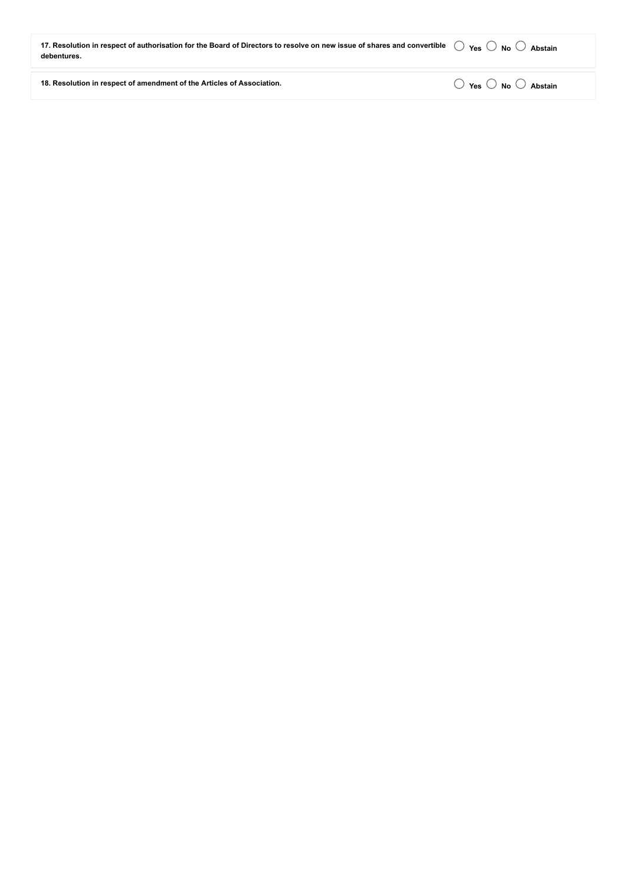**17. Resolution in respect of authorisation for the Board of Directors to resolve on new issue of shares and convertible debentures.** ○ Yes ○ No ○ Abstain

**18. Resolution in respect of amendment of the Articles of Association.** ○ Yes ○ No ○ Abstain